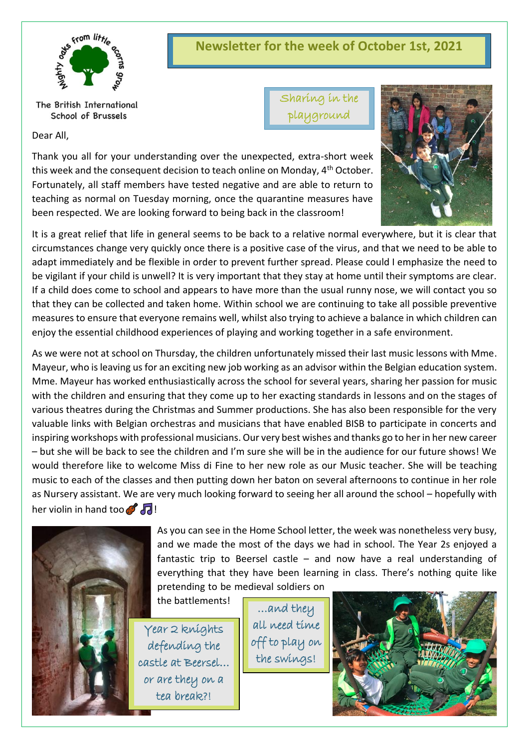# Newsletter for the week of October 1st, 2021

Mighty oaks from little acorns grow

The British International School of Brussels

Sharing in the playground

Dear All,

Thank you all for your understanding over the unexpected, extra-short week this week and the consequent decision to teach online on Monday, 4th October. Fortunately, all staff members have tested negative and are able to return to teaching as normal on Tuesday morning, once the quarantine measures have been respected. We are looking forward to being back in the classroom!

It is a great relief that life in general seems to be back to a relative normal everywhere, but it is clear that circumstances change very quickly once there is a positive case of the virus, and that we need to be able to adapt immediately and be flexible in order to prevent further spread. Please could I emphasize the need to be vigilant if your child is unwell? It is very important that they stay at home until their symptoms are clear. If a child does come to school and appears to have more than the usual runny nose, we will contact you so that they can be collected and taken home. Within school we are continuing to take all possible preventive measures to ensure that everyone remains well, whilst also trying to achieve a balance in which children can enjoy the essential childhood experiences of playing and working together in a safe environment.

As we were not at school on Thursday, the children unfortunately missed their last music lessons with Mme. Mayeur, who is leaving us for an exciting new job working as an advisor within the Belgian education system. Mme. Mayeur has worked enthusiastically across the school for several years, sharing her passion for music with the children and ensuring that they come up to her exacting standards in lessons and on the stages of various theatres during the Christmas and Summer productions. She has also been responsible for the very valuable links with Belgian orchestras and musicians that have enabled BISB to participate in concerts and inspiring workshops with professional musicians. Our very best wishes and thanks go to her in her new career – but she will be back to see the children and I'm sure she will be in the audience for our future shows! We would therefore like to welcome Miss di Fine to her new role as our Music teacher. She will be teaching music to each of the classes and then putting down her baton on several afternoons to continue in her role as Nursery assistant. We are very much looking forward to seeing her all around the school – hopefully with her violin in hand too 🎻 🎵!

As you can see in the Home School letter, the week was nonetheless very busy, and we made the most of the days we had in school. The Year 2s enjoyed a fantastic trip to Beersel castle – and now have a real understanding of everything that they have been learning in class. There's nothing quite like pretending to be medieval soldiers on the battlements!

Year 2 knights defending the castle at Beersel… or are they on a tea break?!

…and they all need time off to play on the swings!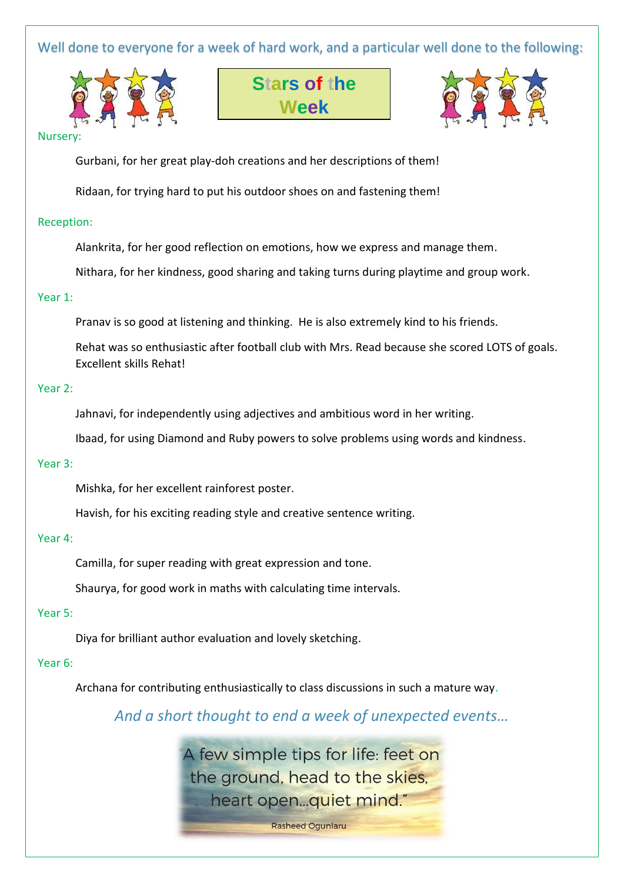Well done to everyone for a week of hard work, and a particular well done to the following:

# Stars of the Week

### Nursery:

Gurbani, for her great play-doh creations and her descriptions of them!

Ridaan, for trying hard to put his outdoor shoes on and fastening them!

### Reception:

Alankrita, for her good reflection on emotions, how we express and manage them.

Nithara, for her kindness, good sharing and taking turns during playtime and group work.

### Year 1:

Pranav is so good at listening and thinking. He is also extremely kind to his friends.

Rehat was so enthusiastic after football club with Mrs. Read because she scored LOTS of goals. Excellent skills Rehat!

### Year 2:

Jahnavi, for independently using adjectives and ambitious word in her writing.

Ibaad, for using Diamond and Ruby powers to solve problems using words and kindness.

### Year 3:

Mishka, for her excellent rainforest poster.

Havish, for his exciting reading style and creative sentence writing.

### Year 4:

Camilla, for super reading with great expression and tone.

Shaurya, for good work in maths with calculating time intervals.

### Year 5:

Diya for brilliant author evaluation and lovely sketching.

### Year 6:

Archana for contributing enthusiastically to class discussions in such a mature way.

*And a short thought to end a week of unexpected events…*

"A few simple tips for life: feet on the ground, head to the skies, heart open…quiet mind."

Rasheed Ogunlaru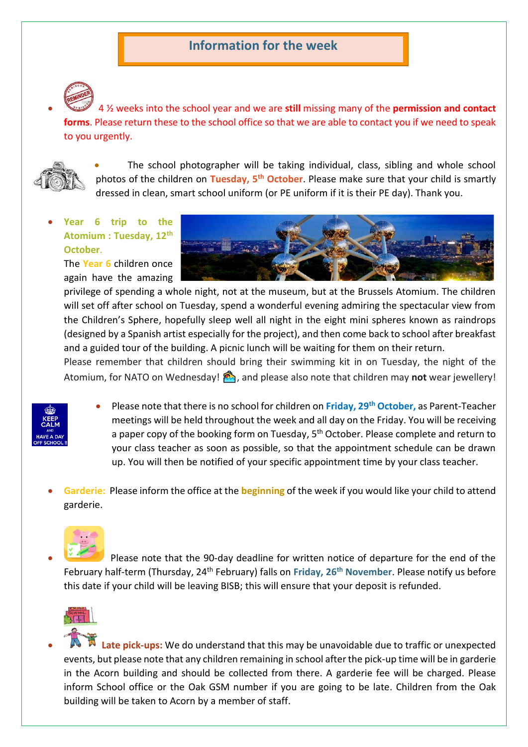## Information for the week

- 4 ½ weeks into the school year and we are **still** missing many of the **permission and contact forms**. Please return these to the school office so that we are able to contact you if we need to speak to you urgently.

- The school photographer will be taking individual, class, sibling and whole school photos of the children on **Tuesday, 5th October**. Please make sure that your child is smartly dressed in clean, smart school uniform (or PE uniform if it is their PE day). Thank you.

- **Year 6 trip to the Atomium : Tuesday, 12th October**.
  The **Year 6** children once again have the amazing privilege of spending a whole night, not at the museum, but at the Brussels Atomium. The children will set off after school on Tuesday, spend a wonderful evening admiring the spectacular view from the Children's Sphere, hopefully sleep well all night in the eight mini spheres known as raindrops (designed by a Spanish artist especially for the project), and then come back to school after breakfast and a guided tour of the building. A picnic lunch will be waiting for them on their return.
  Please remember that children should bring their swimming kit in on Tuesday, the night of the Atomium, for NATO on Wednesday! , and please also note that children may **not** wear jewellery!

- Please note that there is no school for children on **Friday, 29th October,** as Parent-Teacher meetings will be held throughout the week and all day on the Friday. You will be receiving a paper copy of the booking form on Tuesday, 5th October. Please complete and return to your class teacher as soon as possible, so that the appointment schedule can be drawn up. You will then be notified of your specific appointment time by your class teacher.

- **Garderie:** Please inform the office at the **beginning** of the week if you would like your child to attend garderie.

- Please note that the 90-day deadline for written notice of departure for the end of the February half-term (Thursday, 24th February) falls on **Friday, 26th November**. Please notify us before this date if your child will be leaving BISB; this will ensure that your deposit is refunded.

- **Late pick-ups:** We do understand that this may be unavoidable due to traffic or unexpected events, but please note that any children remaining in school after the pick-up time will be in garderie in the Acorn building and should be collected from there. A garderie fee will be charged. Please inform School office or the Oak GSM number if you are going to be late. Children from the Oak building will be taken to Acorn by a member of staff.